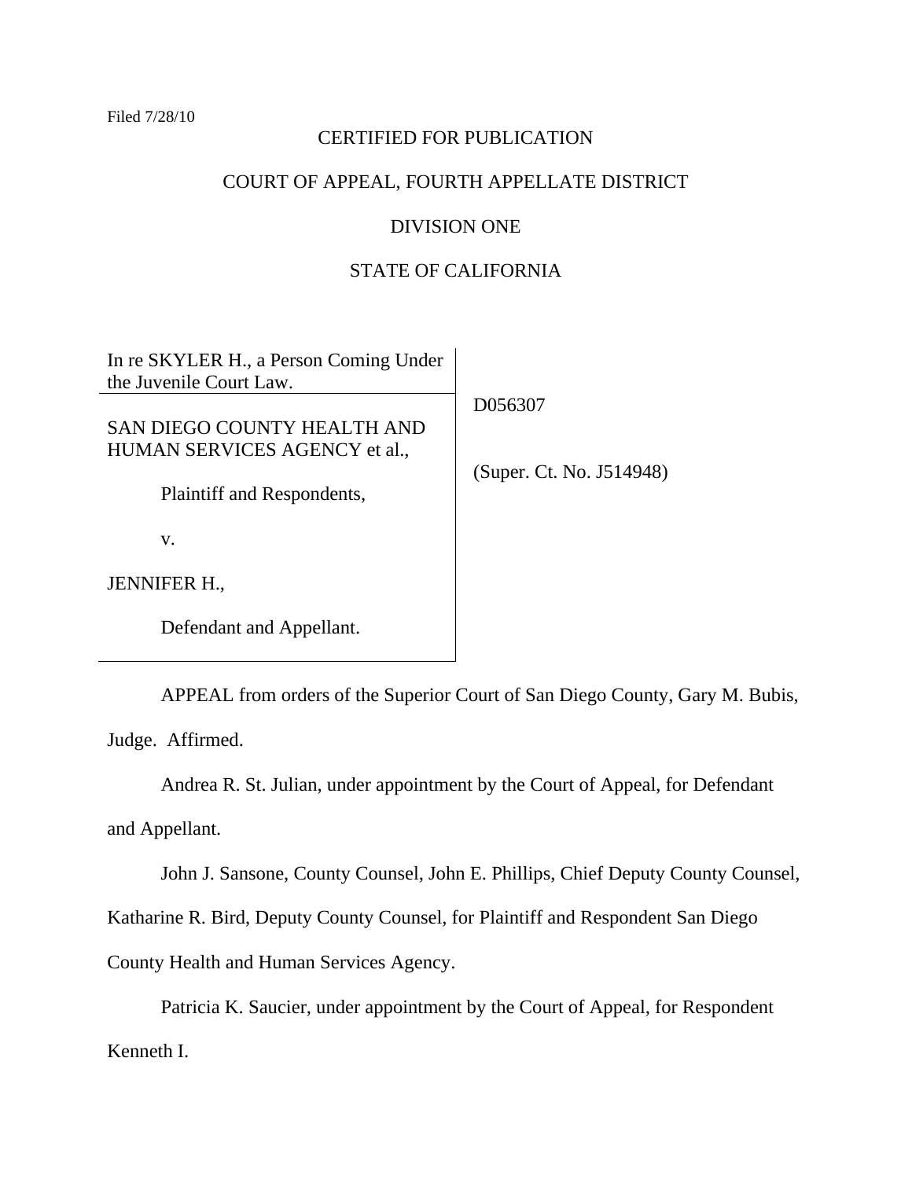Filed 7/28/10

CERTIFIED FOR PUBLICATION

COURT OF APPEAL, FOURTH APPELLATE DISTRICT

DIVISION ONE

STATE OF CALIFORNIA

| In re SKYLER H., a Person Coming Under the Juvenile Court Law. | |
|---|---|
| SAN DIEGO COUNTY HEALTH AND HUMAN SERVICES AGENCY et al.,<br><br>Plaintiff and Respondents,<br><br>v.<br><br>JENNIFER H.,<br><br>Defendant and Appellant. | D056307<br><br>(Super. Ct. No. J514948) |

APPEAL from orders of the Superior Court of San Diego County, Gary M. Bubis, Judge. Affirmed.

Andrea R. St. Julian, under appointment by the Court of Appeal, for Defendant and Appellant.

John J. Sansone, County Counsel, John E. Phillips, Chief Deputy County Counsel, Katharine R. Bird, Deputy County Counsel, for Plaintiff and Respondent San Diego County Health and Human Services Agency.

Patricia K. Saucier, under appointment by the Court of Appeal, for Respondent Kenneth I.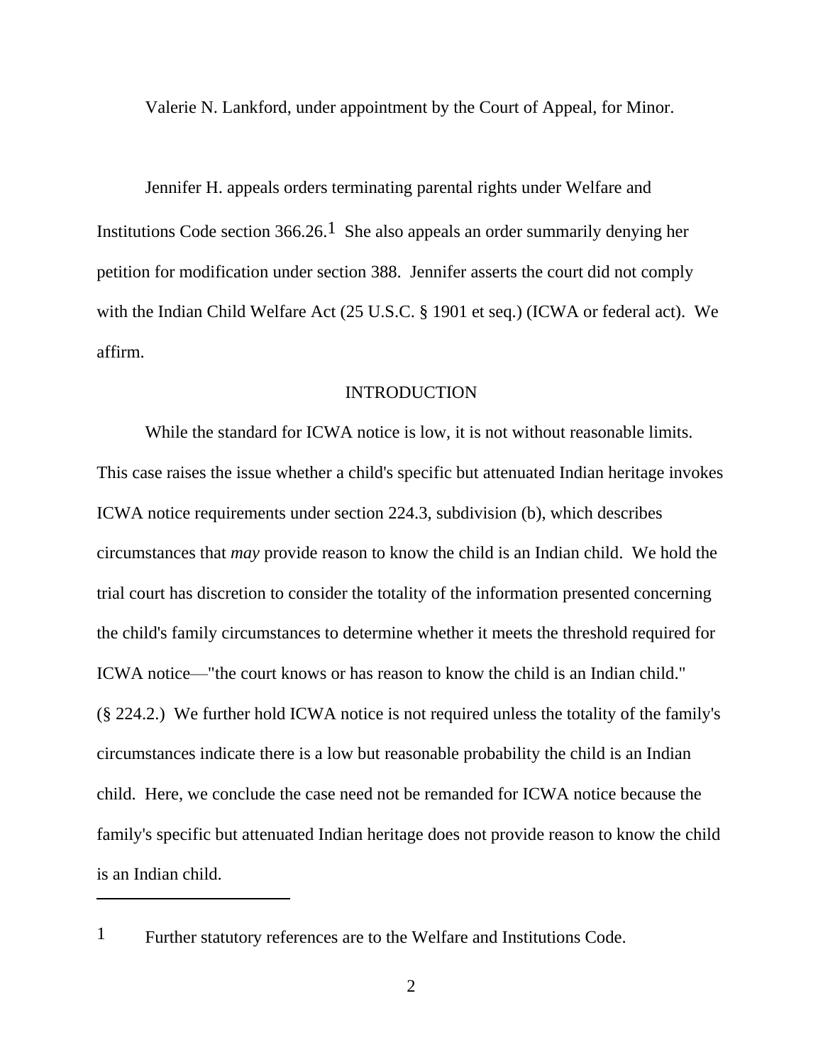Valerie N. Lankford, under appointment by the Court of Appeal, for Minor.

Jennifer H. appeals orders terminating parental rights under Welfare and Institutions Code section 366.26.[1] She also appeals an order summarily denying her petition for modification under section 388. Jennifer asserts the court did not comply with the Indian Child Welfare Act (25 U.S.C. § 1901 et seq.) (ICWA or federal act). We affirm.

## INTRODUCTION

While the standard for ICWA notice is low, it is not without reasonable limits. This case raises the issue whether a child's specific but attenuated Indian heritage invokes ICWA notice requirements under section 224.3, subdivision (b), which describes circumstances that *may* provide reason to know the child is an Indian child. We hold the trial court has discretion to consider the totality of the information presented concerning the child's family circumstances to determine whether it meets the threshold required for ICWA notice—"the court knows or has reason to know the child is an Indian child." (§ 224.2.) We further hold ICWA notice is not required unless the totality of the family's circumstances indicate there is a low but reasonable probability the child is an Indian child. Here, we conclude the case need not be remanded for ICWA notice because the family's specific but attenuated Indian heritage does not provide reason to know the child is an Indian child.

---

[1] Further statutory references are to the Welfare and Institutions Code.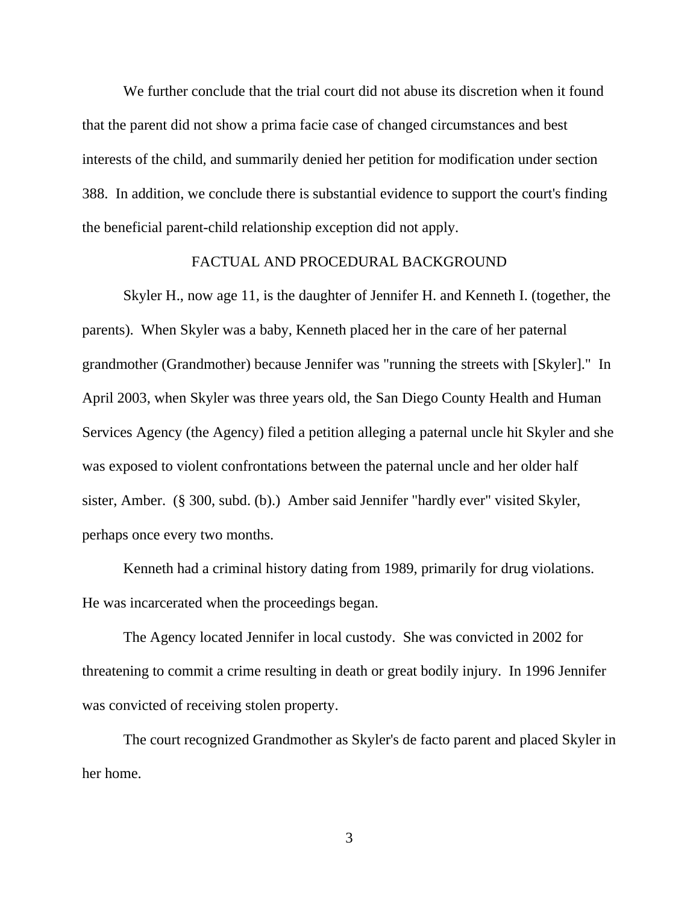We further conclude that the trial court did not abuse its discretion when it found that the parent did not show a prima facie case of changed circumstances and best interests of the child, and summarily denied her petition for modification under section 388. In addition, we conclude there is substantial evidence to support the court's finding the beneficial parent-child relationship exception did not apply.

## FACTUAL AND PROCEDURAL BACKGROUND

Skyler H., now age 11, is the daughter of Jennifer H. and Kenneth I. (together, the parents). When Skyler was a baby, Kenneth placed her in the care of her paternal grandmother (Grandmother) because Jennifer was "running the streets with [Skyler]." In April 2003, when Skyler was three years old, the San Diego County Health and Human Services Agency (the Agency) filed a petition alleging a paternal uncle hit Skyler and she was exposed to violent confrontations between the paternal uncle and her older half sister, Amber. (§ 300, subd. (b).) Amber said Jennifer "hardly ever" visited Skyler, perhaps once every two months.

Kenneth had a criminal history dating from 1989, primarily for drug violations. He was incarcerated when the proceedings began.

The Agency located Jennifer in local custody. She was convicted in 2002 for threatening to commit a crime resulting in death or great bodily injury. In 1996 Jennifer was convicted of receiving stolen property.

The court recognized Grandmother as Skyler's de facto parent and placed Skyler in her home.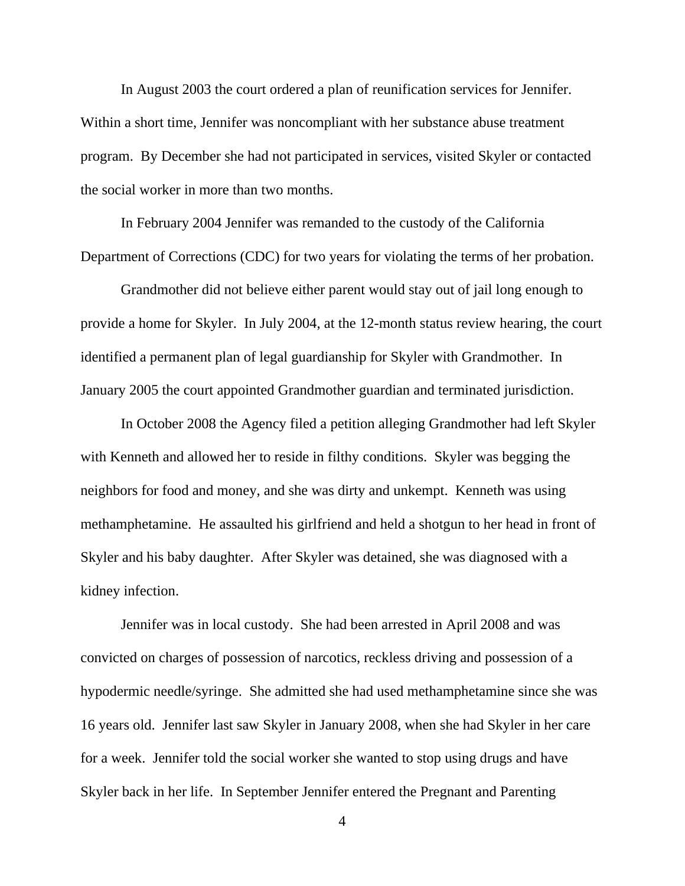In August 2003 the court ordered a plan of reunification services for Jennifer. Within a short time, Jennifer was noncompliant with her substance abuse treatment program. By December she had not participated in services, visited Skyler or contacted the social worker in more than two months.

In February 2004 Jennifer was remanded to the custody of the California Department of Corrections (CDC) for two years for violating the terms of her probation.

Grandmother did not believe either parent would stay out of jail long enough to provide a home for Skyler. In July 2004, at the 12-month status review hearing, the court identified a permanent plan of legal guardianship for Skyler with Grandmother. In January 2005 the court appointed Grandmother guardian and terminated jurisdiction.

In October 2008 the Agency filed a petition alleging Grandmother had left Skyler with Kenneth and allowed her to reside in filthy conditions. Skyler was begging the neighbors for food and money, and she was dirty and unkempt. Kenneth was using methamphetamine. He assaulted his girlfriend and held a shotgun to her head in front of Skyler and his baby daughter. After Skyler was detained, she was diagnosed with a kidney infection.

Jennifer was in local custody. She had been arrested in April 2008 and was convicted on charges of possession of narcotics, reckless driving and possession of a hypodermic needle/syringe. She admitted she had used methamphetamine since she was 16 years old. Jennifer last saw Skyler in January 2008, when she had Skyler in her care for a week. Jennifer told the social worker she wanted to stop using drugs and have Skyler back in her life. In September Jennifer entered the Pregnant and Parenting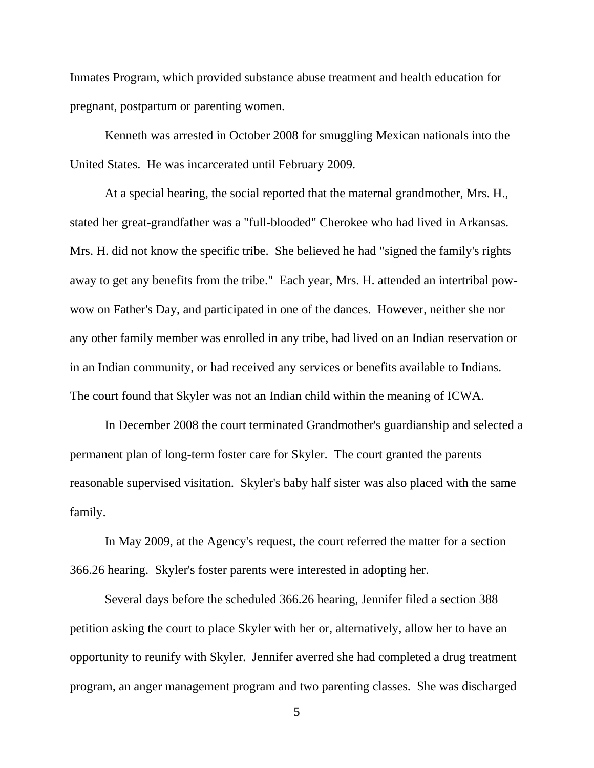Inmates Program, which provided substance abuse treatment and health education for pregnant, postpartum or parenting women.

Kenneth was arrested in October 2008 for smuggling Mexican nationals into the United States. He was incarcerated until February 2009.

At a special hearing, the social reported that the maternal grandmother, Mrs. H., stated her great-grandfather was a "full-blooded" Cherokee who had lived in Arkansas. Mrs. H. did not know the specific tribe. She believed he had "signed the family's rights away to get any benefits from the tribe." Each year, Mrs. H. attended an intertribal pow-wow on Father's Day, and participated in one of the dances. However, neither she nor any other family member was enrolled in any tribe, had lived on an Indian reservation or in an Indian community, or had received any services or benefits available to Indians. The court found that Skyler was not an Indian child within the meaning of ICWA.

In December 2008 the court terminated Grandmother's guardianship and selected a permanent plan of long-term foster care for Skyler. The court granted the parents reasonable supervised visitation. Skyler's baby half sister was also placed with the same family.

In May 2009, at the Agency's request, the court referred the matter for a section 366.26 hearing. Skyler's foster parents were interested in adopting her.

Several days before the scheduled 366.26 hearing, Jennifer filed a section 388 petition asking the court to place Skyler with her or, alternatively, allow her to have an opportunity to reunify with Skyler. Jennifer averred she had completed a drug treatment program, an anger management program and two parenting classes. She was discharged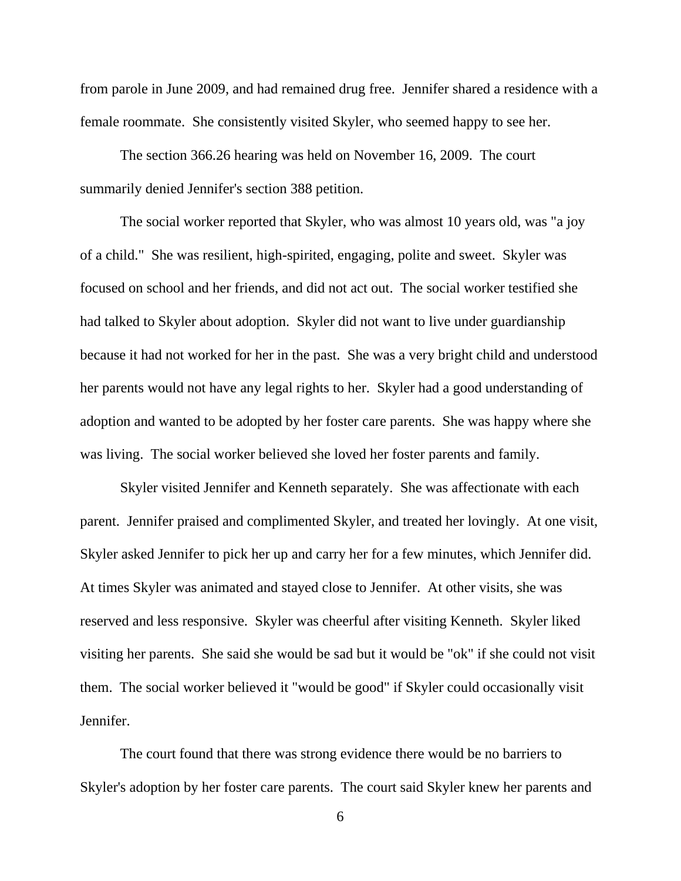from parole in June 2009, and had remained drug free. Jennifer shared a residence with a female roommate. She consistently visited Skyler, who seemed happy to see her.

The section 366.26 hearing was held on November 16, 2009. The court summarily denied Jennifer's section 388 petition.

The social worker reported that Skyler, who was almost 10 years old, was "a joy of a child." She was resilient, high-spirited, engaging, polite and sweet. Skyler was focused on school and her friends, and did not act out. The social worker testified she had talked to Skyler about adoption. Skyler did not want to live under guardianship because it had not worked for her in the past. She was a very bright child and understood her parents would not have any legal rights to her. Skyler had a good understanding of adoption and wanted to be adopted by her foster care parents. She was happy where she was living. The social worker believed she loved her foster parents and family.

Skyler visited Jennifer and Kenneth separately. She was affectionate with each parent. Jennifer praised and complimented Skyler, and treated her lovingly. At one visit, Skyler asked Jennifer to pick her up and carry her for a few minutes, which Jennifer did. At times Skyler was animated and stayed close to Jennifer. At other visits, she was reserved and less responsive. Skyler was cheerful after visiting Kenneth. Skyler liked visiting her parents. She said she would be sad but it would be "ok" if she could not visit them. The social worker believed it "would be good" if Skyler could occasionally visit Jennifer.

The court found that there was strong evidence there would be no barriers to Skyler's adoption by her foster care parents. The court said Skyler knew her parents and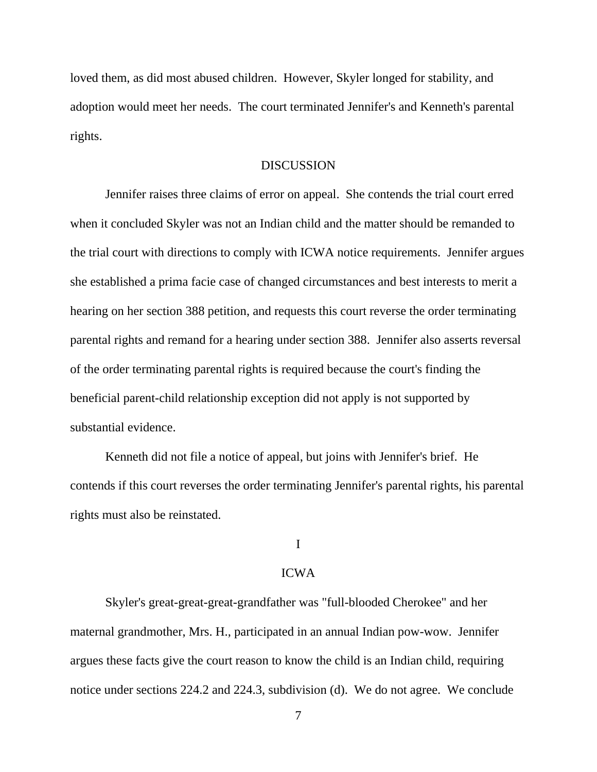loved them, as did most abused children. However, Skyler longed for stability, and adoption would meet her needs. The court terminated Jennifer's and Kenneth's parental rights.

## DISCUSSION

Jennifer raises three claims of error on appeal. She contends the trial court erred when it concluded Skyler was not an Indian child and the matter should be remanded to the trial court with directions to comply with ICWA notice requirements. Jennifer argues she established a prima facie case of changed circumstances and best interests to merit a hearing on her section 388 petition, and requests this court reverse the order terminating parental rights and remand for a hearing under section 388. Jennifer also asserts reversal of the order terminating parental rights is required because the court's finding the beneficial parent-child relationship exception did not apply is not supported by substantial evidence.

Kenneth did not file a notice of appeal, but joins with Jennifer's brief. He contends if this court reverses the order terminating Jennifer's parental rights, his parental rights must also be reinstated.

### I

### ICWA

Skyler's great-great-great-grandfather was "full-blooded Cherokee" and her maternal grandmother, Mrs. H., participated in an annual Indian pow-wow. Jennifer argues these facts give the court reason to know the child is an Indian child, requiring notice under sections 224.2 and 224.3, subdivision (d). We do not agree. We conclude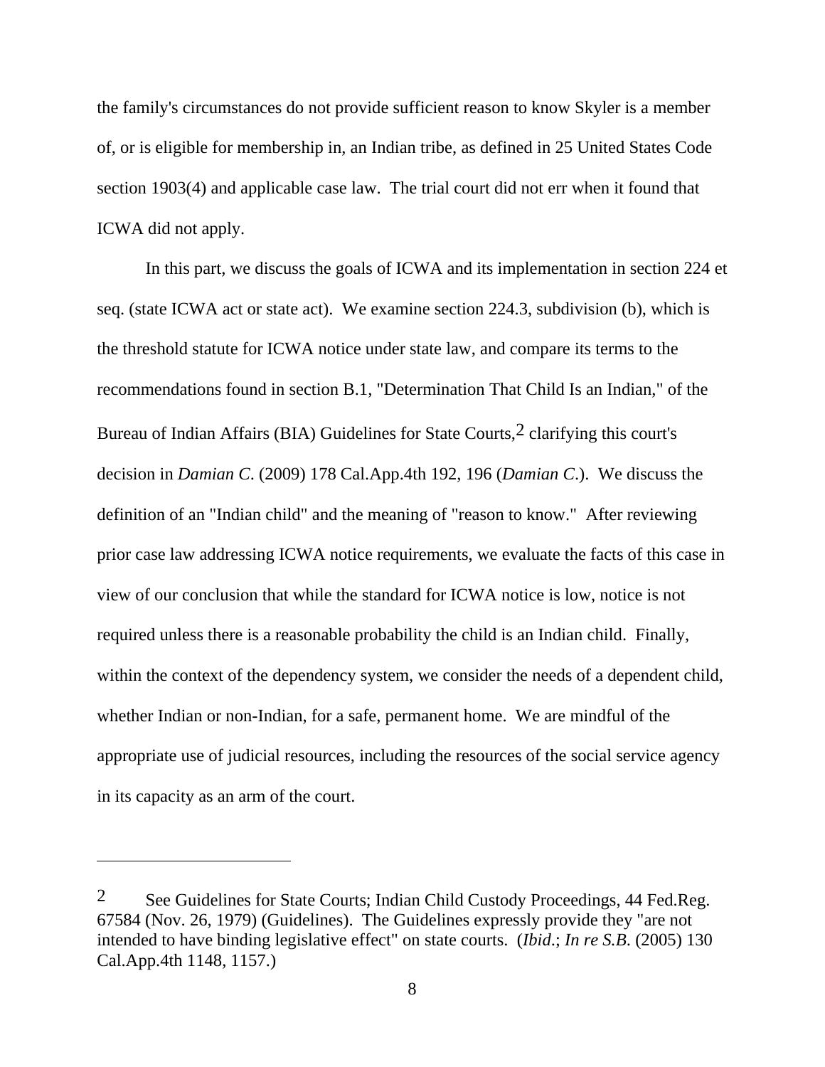the family's circumstances do not provide sufficient reason to know Skyler is a member of, or is eligible for membership in, an Indian tribe, as defined in 25 United States Code section 1903(4) and applicable case law. The trial court did not err when it found that ICWA did not apply.

In this part, we discuss the goals of ICWA and its implementation in section 224 et seq. (state ICWA act or state act). We examine section 224.3, subdivision (b), which is the threshold statute for ICWA notice under state law, and compare its terms to the recommendations found in section B.1, "Determination That Child Is an Indian," of the Bureau of Indian Affairs (BIA) Guidelines for State Courts,[2] clarifying this court's decision in *Damian C.* (2009) 178 Cal.App.4th 192, 196 (*Damian C.*). We discuss the definition of an "Indian child" and the meaning of "reason to know." After reviewing prior case law addressing ICWA notice requirements, we evaluate the facts of this case in view of our conclusion that while the standard for ICWA notice is low, notice is not required unless there is a reasonable probability the child is an Indian child. Finally, within the context of the dependency system, we consider the needs of a dependent child, whether Indian or non-Indian, for a safe, permanent home. We are mindful of the appropriate use of judicial resources, including the resources of the social service agency in its capacity as an arm of the court.

---

[2] See Guidelines for State Courts; Indian Child Custody Proceedings, 44 Fed.Reg. 67584 (Nov. 26, 1979) (Guidelines). The Guidelines expressly provide they "are not intended to have binding legislative effect" on state courts. (*Ibid*.; *In re S.B.* (2005) 130 Cal.App.4th 1148, 1157.)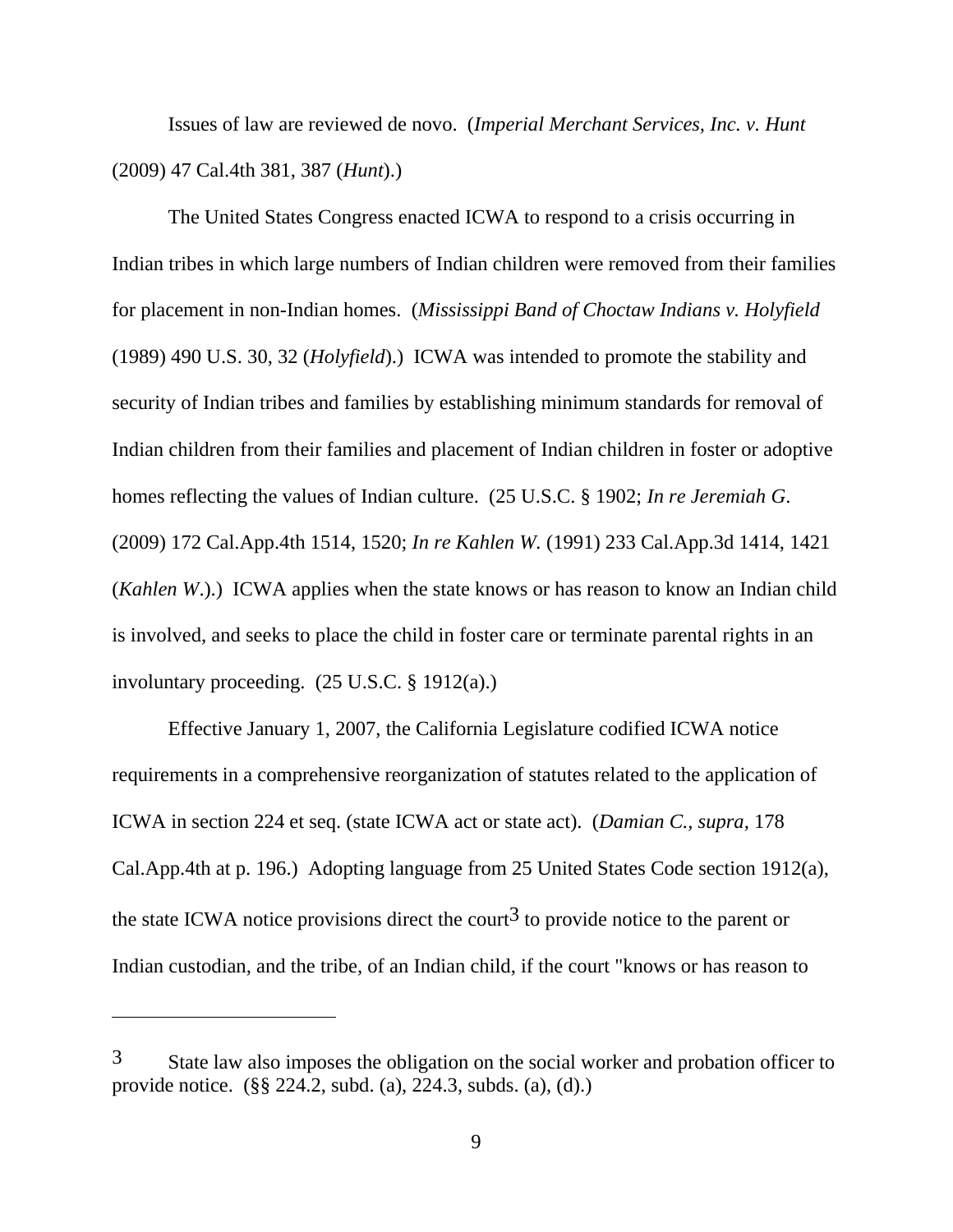Issues of law are reviewed de novo. (*Imperial Merchant Services, Inc. v. Hunt* (2009) 47 Cal.4th 381, 387 (*Hunt*).)

The United States Congress enacted ICWA to respond to a crisis occurring in Indian tribes in which large numbers of Indian children were removed from their families for placement in non-Indian homes. (*Mississippi Band of Choctaw Indians v. Holyfield* (1989) 490 U.S. 30, 32 (*Holyfield*).) ICWA was intended to promote the stability and security of Indian tribes and families by establishing minimum standards for removal of Indian children from their families and placement of Indian children in foster or adoptive homes reflecting the values of Indian culture. (25 U.S.C. § 1902; *In re Jeremiah G*. (2009) 172 Cal.App.4th 1514, 1520; *In re Kahlen W.* (1991) 233 Cal.App.3d 1414, 1421 (*Kahlen W*.).) ICWA applies when the state knows or has reason to know an Indian child is involved, and seeks to place the child in foster care or terminate parental rights in an involuntary proceeding. (25 U.S.C. § 1912(a).)

Effective January 1, 2007, the California Legislature codified ICWA notice requirements in a comprehensive reorganization of statutes related to the application of ICWA in section 224 et seq. (state ICWA act or state act). (*Damian C., supra,* 178 Cal.App.4th at p. 196.) Adopting language from 25 United States Code section 1912(a), the state ICWA notice provisions direct the court[3] to provide notice to the parent or Indian custodian, and the tribe, of an Indian child, if the court "knows or has reason to

---

[3] State law also imposes the obligation on the social worker and probation officer to provide notice. (§§ 224.2, subd. (a), 224.3, subds. (a), (d).)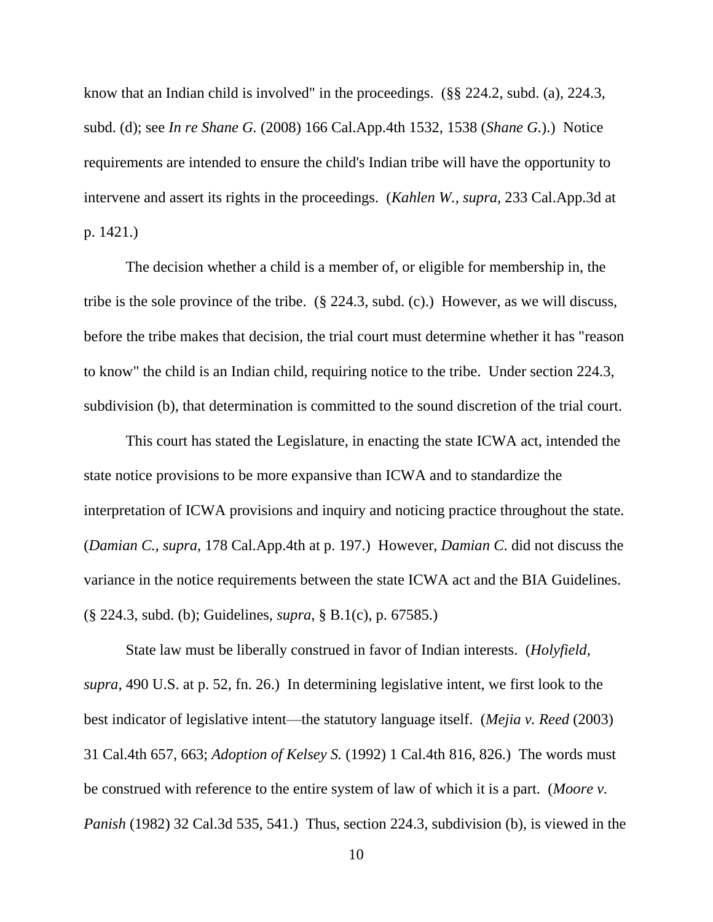know that an Indian child is involved" in the proceedings. (§§ 224.2, subd. (a), 224.3, subd. (d); see *In re Shane G.* (2008) 166 Cal.App.4th 1532, 1538 (*Shane G.*).) Notice requirements are intended to ensure the child's Indian tribe will have the opportunity to intervene and assert its rights in the proceedings. (*Kahlen W., supra*, 233 Cal.App.3d at p. 1421.)

The decision whether a child is a member of, or eligible for membership in, the tribe is the sole province of the tribe. (§ 224.3, subd. (c).) However, as we will discuss, before the tribe makes that decision, the trial court must determine whether it has "reason to know" the child is an Indian child, requiring notice to the tribe. Under section 224.3, subdivision (b), that determination is committed to the sound discretion of the trial court.

This court has stated the Legislature, in enacting the state ICWA act, intended the state notice provisions to be more expansive than ICWA and to standardize the interpretation of ICWA provisions and inquiry and noticing practice throughout the state. (*Damian C., supra*, 178 Cal.App.4th at p. 197.) However, *Damian C.* did not discuss the variance in the notice requirements between the state ICWA act and the BIA Guidelines. (§ 224.3, subd. (b); Guidelines, *supra*, § B.1(c), p. 67585.)

State law must be liberally construed in favor of Indian interests. (*Holyfield, supra*, 490 U.S. at p. 52, fn. 26.) In determining legislative intent, we first look to the best indicator of legislative intent—the statutory language itself. (*Mejia v. Reed* (2003) 31 Cal.4th 657, 663; *Adoption of Kelsey S.* (1992) 1 Cal.4th 816, 826.) The words must be construed with reference to the entire system of law of which it is a part. (*Moore v. Panish* (1982) 32 Cal.3d 535, 541.) Thus, section 224.3, subdivision (b), is viewed in the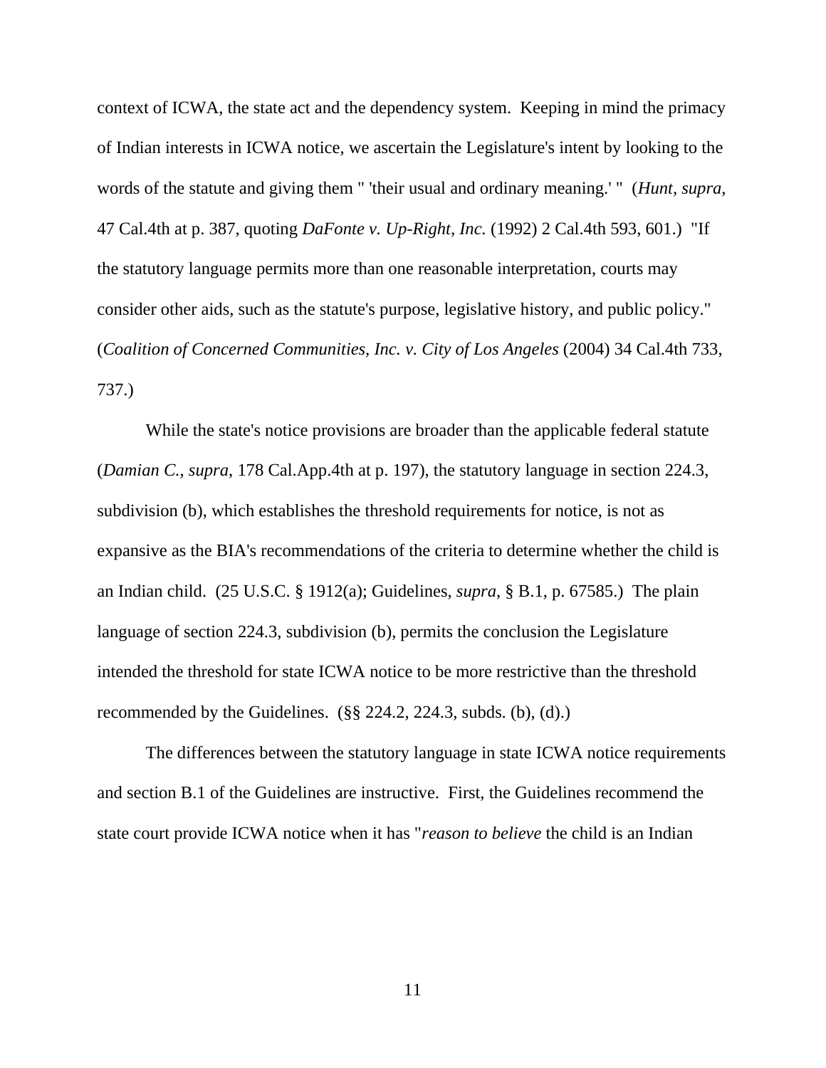context of ICWA, the state act and the dependency system. Keeping in mind the primacy of Indian interests in ICWA notice, we ascertain the Legislature's intent by looking to the words of the statute and giving them " 'their usual and ordinary meaning.' " (*Hunt, supra*, 47 Cal.4th at p. 387, quoting *DaFonte v. Up-Right, Inc.* (1992) 2 Cal.4th 593, 601.) "If the statutory language permits more than one reasonable interpretation, courts may consider other aids, such as the statute's purpose, legislative history, and public policy." (*Coalition of Concerned Communities, Inc. v. City of Los Angeles* (2004) 34 Cal.4th 733, 737.)

While the state's notice provisions are broader than the applicable federal statute (*Damian C.*, *supra*, 178 Cal.App.4th at p. 197), the statutory language in section 224.3, subdivision (b), which establishes the threshold requirements for notice, is not as expansive as the BIA's recommendations of the criteria to determine whether the child is an Indian child. (25 U.S.C. § 1912(a); Guidelines, *supra*, § B.1, p. 67585.) The plain language of section 224.3, subdivision (b), permits the conclusion the Legislature intended the threshold for state ICWA notice to be more restrictive than the threshold recommended by the Guidelines. (§§ 224.2, 224.3, subds. (b), (d).)

The differences between the statutory language in state ICWA notice requirements and section B.1 of the Guidelines are instructive. First, the Guidelines recommend the state court provide ICWA notice when it has "*reason to believe* the child is an Indian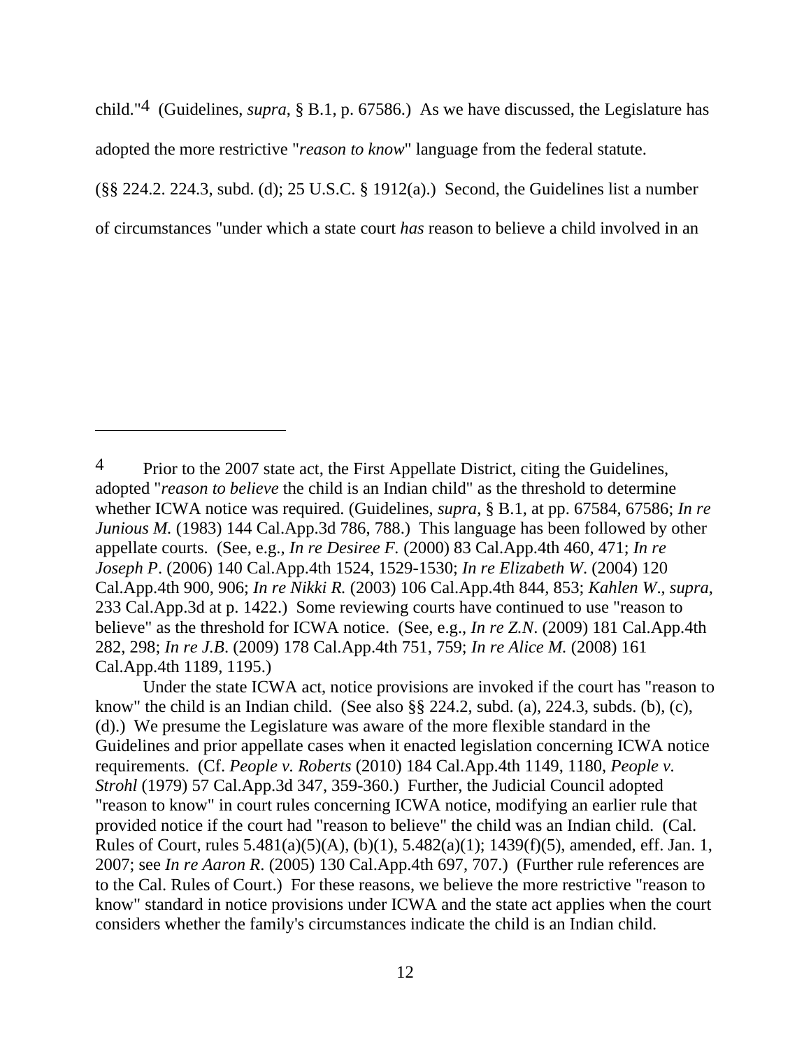child."[4] (Guidelines, *supra*, § B.1, p. 67586.) As we have discussed, the Legislature has adopted the more restrictive "*reason to know*" language from the federal statute. (§§ 224.2. 224.3, subd. (d); 25 U.S.C. § 1912(a).) Second, the Guidelines list a number of circumstances "under which a state court *has* reason to believe a child involved in an

---

[4] Prior to the 2007 state act, the First Appellate District, citing the Guidelines, adopted "*reason to believe* the child is an Indian child" as the threshold to determine whether ICWA notice was required. (Guidelines, *supra*, § B.1, at pp. 67584, 67586; *In re Junious M.* (1983) 144 Cal.App.3d 786, 788.) This language has been followed by other appellate courts. (See, e.g., *In re Desiree F.* (2000) 83 Cal.App.4th 460, 471; *In re Joseph P*. (2006) 140 Cal.App.4th 1524, 1529-1530; *In re Elizabeth W*. (2004) 120 Cal.App.4th 900, 906; *In re Nikki R.* (2003) 106 Cal.App.4th 844, 853; *Kahlen W*., *supra*, 233 Cal.App.3d at p. 1422.) Some reviewing courts have continued to use "reason to believe" as the threshold for ICWA notice. (See, e.g., *In re Z.N*. (2009) 181 Cal.App.4th 282, 298; *In re J.B*. (2009) 178 Cal.App.4th 751, 759; *In re Alice M.* (2008) 161 Cal.App.4th 1189, 1195.)

Under the state ICWA act, notice provisions are invoked if the court has "reason to know" the child is an Indian child. (See also §§ 224.2, subd. (a), 224.3, subds. (b), (c), (d).) We presume the Legislature was aware of the more flexible standard in the Guidelines and prior appellate cases when it enacted legislation concerning ICWA notice requirements. (Cf. *People v. Roberts* (2010) 184 Cal.App.4th 1149, 1180, *People v. Strohl* (1979) 57 Cal.App.3d 347, 359-360.) Further, the Judicial Council adopted "reason to know" in court rules concerning ICWA notice, modifying an earlier rule that provided notice if the court had "reason to believe" the child was an Indian child. (Cal. Rules of Court, rules 5.481(a)(5)(A), (b)(1), 5.482(a)(1); 1439(f)(5), amended, eff. Jan. 1, 2007; see *In re Aaron R*. (2005) 130 Cal.App.4th 697, 707.) (Further rule references are to the Cal. Rules of Court.) For these reasons, we believe the more restrictive "reason to know" standard in notice provisions under ICWA and the state act applies when the court considers whether the family's circumstances indicate the child is an Indian child.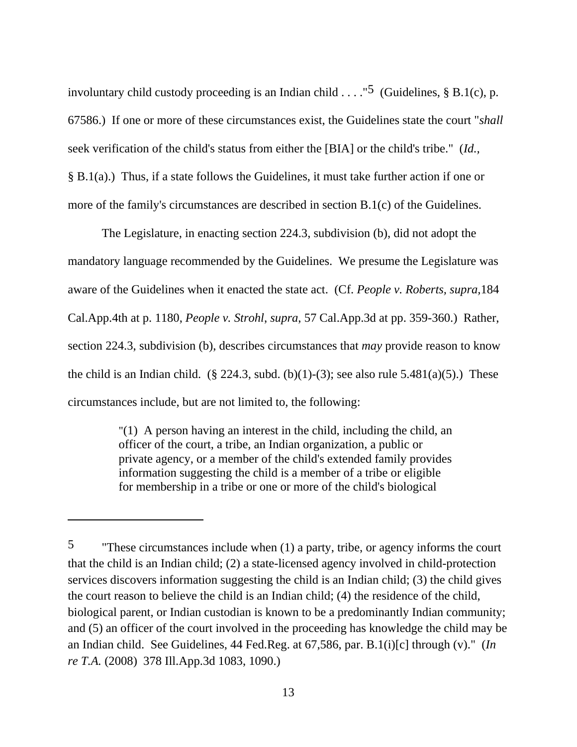involuntary child custody proceeding is an Indian child . . . ."[5] (Guidelines, § B.1(c), p. 67586.) If one or more of these circumstances exist, the Guidelines state the court "*shall* seek verification of the child's status from either the [BIA] or the child's tribe." (*Id.*, § B.1(a).) Thus, if a state follows the Guidelines, it must take further action if one or more of the family's circumstances are described in section B.1(c) of the Guidelines.

The Legislature, in enacting section 224.3, subdivision (b), did not adopt the mandatory language recommended by the Guidelines. We presume the Legislature was aware of the Guidelines when it enacted the state act. (Cf. *People v. Roberts, supra*,184 Cal.App.4th at p. 1180, *People v. Strohl*, *supra*, 57 Cal.App.3d at pp. 359-360.) Rather, section 224.3, subdivision (b), describes circumstances that *may* provide reason to know the child is an Indian child. (§ 224.3, subd. (b)(1)-(3); see also rule 5.481(a)(5).) These circumstances include, but are not limited to, the following:

> "(1) A person having an interest in the child, including the child, an officer of the court, a tribe, an Indian organization, a public or private agency, or a member of the child's extended family provides information suggesting the child is a member of a tribe or eligible for membership in a tribe or one or more of the child's biological

---

[5] "These circumstances include when (1) a party, tribe, or agency informs the court that the child is an Indian child; (2) a state-licensed agency involved in child-protection services discovers information suggesting the child is an Indian child; (3) the child gives the court reason to believe the child is an Indian child; (4) the residence of the child, biological parent, or Indian custodian is known to be a predominantly Indian community; and (5) an officer of the court involved in the proceeding has knowledge the child may be an Indian child. See Guidelines, 44 Fed.Reg. at 67,586, par. B.1(i)[c] through (v)." (*In re T.A.* (2008) 378 Ill.App.3d 1083, 1090.)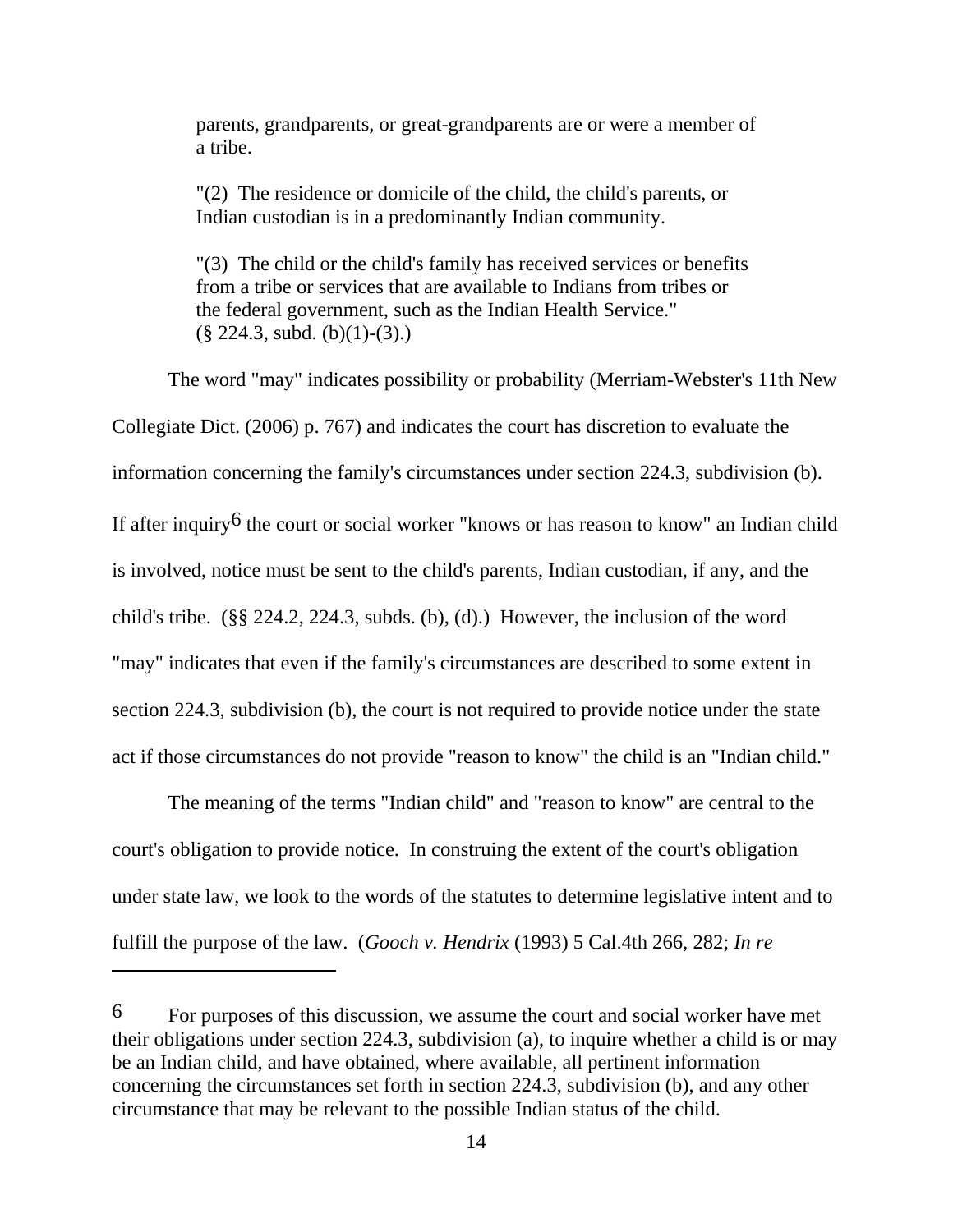parents, grandparents, or great-grandparents are or were a member of a tribe.

"(2) The residence or domicile of the child, the child's parents, or Indian custodian is in a predominantly Indian community.

"(3) The child or the child's family has received services or benefits from a tribe or services that are available to Indians from tribes or the federal government, such as the Indian Health Service." (§ 224.3, subd. (b)(1)-(3).)

The word "may" indicates possibility or probability (Merriam-Webster's 11th New Collegiate Dict. (2006) p. 767) and indicates the court has discretion to evaluate the information concerning the family's circumstances under section 224.3, subdivision (b). If after inquiry[6] the court or social worker "knows or has reason to know" an Indian child is involved, notice must be sent to the child's parents, Indian custodian, if any, and the child's tribe. (§§ 224.2, 224.3, subds. (b), (d).) However, the inclusion of the word "may" indicates that even if the family's circumstances are described to some extent in section 224.3, subdivision (b), the court is not required to provide notice under the state act if those circumstances do not provide "reason to know" the child is an "Indian child."

The meaning of the terms "Indian child" and "reason to know" are central to the court's obligation to provide notice. In construing the extent of the court's obligation under state law, we look to the words of the statutes to determine legislative intent and to fulfill the purpose of the law. (*Gooch v. Hendrix* (1993) 5 Cal.4th 266, 282; *In re*

---

[6] For purposes of this discussion, we assume the court and social worker have met their obligations under section 224.3, subdivision (a), to inquire whether a child is or may be an Indian child, and have obtained, where available, all pertinent information concerning the circumstances set forth in section 224.3, subdivision (b), and any other circumstance that may be relevant to the possible Indian status of the child.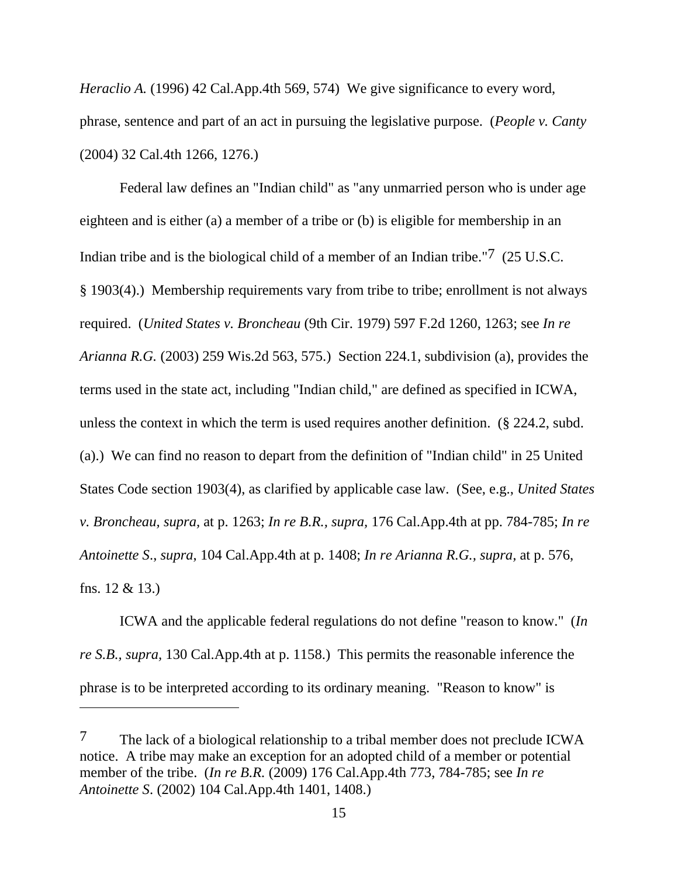*Heraclio A.* (1996) 42 Cal.App.4th 569, 574) We give significance to every word, phrase, sentence and part of an act in pursuing the legislative purpose. (*People v. Canty* (2004) 32 Cal.4th 1266, 1276.)

Federal law defines an "Indian child" as "any unmarried person who is under age eighteen and is either (a) a member of a tribe or (b) is eligible for membership in an Indian tribe and is the biological child of a member of an Indian tribe."[7] (25 U.S.C. § 1903(4).) Membership requirements vary from tribe to tribe; enrollment is not always required. (*United States v. Broncheau* (9th Cir. 1979) 597 F.2d 1260, 1263; see *In re Arianna R.G.* (2003) 259 Wis.2d 563, 575.) Section 224.1, subdivision (a), provides the terms used in the state act, including "Indian child," are defined as specified in ICWA, unless the context in which the term is used requires another definition. (§ 224.2, subd. (a).) We can find no reason to depart from the definition of "Indian child" in 25 United States Code section 1903(4), as clarified by applicable case law. (See, e.g., *United States v. Broncheau*, *supra*, at p. 1263; *In re B.R.*, *supra*, 176 Cal.App.4th at pp. 784-785; *In re Antoinette S.*, *supra*, 104 Cal.App.4th at p. 1408; *In re Arianna R.G.*, *supra*, at p. 576, fns. 12 & 13.)

ICWA and the applicable federal regulations do not define "reason to know." (*In re S.B.*, *supra*, 130 Cal.App.4th at p. 1158.) This permits the reasonable inference the phrase is to be interpreted according to its ordinary meaning. "Reason to know" is

---

[7] The lack of a biological relationship to a tribal member does not preclude ICWA notice. A tribe may make an exception for an adopted child of a member or potential member of the tribe. (*In re B.R.* (2009) 176 Cal.App.4th 773, 784-785; see *In re Antoinette S.* (2002) 104 Cal.App.4th 1401, 1408.)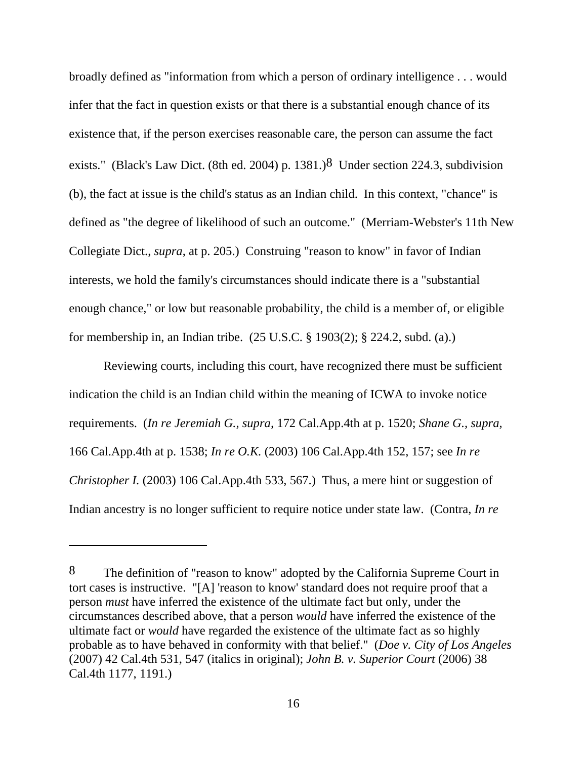broadly defined as "information from which a person of ordinary intelligence . . . would infer that the fact in question exists or that there is a substantial enough chance of its existence that, if the person exercises reasonable care, the person can assume the fact exists." (Black's Law Dict. (8th ed. 2004) p. 1381.)[8] Under section 224.3, subdivision (b), the fact at issue is the child's status as an Indian child. In this context, "chance" is defined as "the degree of likelihood of such an outcome." (Merriam-Webster's 11th New Collegiate Dict., *supra,* at p. 205.) Construing "reason to know" in favor of Indian interests, we hold the family's circumstances should indicate there is a "substantial enough chance," or low but reasonable probability, the child is a member of, or eligible for membership in, an Indian tribe. (25 U.S.C. § 1903(2); § 224.2, subd. (a).)

Reviewing courts, including this court, have recognized there must be sufficient indication the child is an Indian child within the meaning of ICWA to invoke notice requirements. (*In re Jeremiah G., supra,* 172 Cal.App.4th at p. 1520; *Shane G., supra,* 166 Cal.App.4th at p. 1538; *In re O.K.* (2003) 106 Cal.App.4th 152, 157; see *In re Christopher I.* (2003) 106 Cal.App.4th 533, 567.) Thus, a mere hint or suggestion of Indian ancestry is no longer sufficient to require notice under state law. (Contra, *In re*

---

8 The definition of "reason to know" adopted by the California Supreme Court in tort cases is instructive. "[A] 'reason to know' standard does not require proof that a person *must* have inferred the existence of the ultimate fact but only, under the circumstances described above, that a person *would* have inferred the existence of the ultimate fact or *would* have regarded the existence of the ultimate fact as so highly probable as to have behaved in conformity with that belief." (*Doe v. City of Los Angeles* (2007) 42 Cal.4th 531, 547 (italics in original); *John B. v. Superior Court* (2006) 38 Cal.4th 1177, 1191.)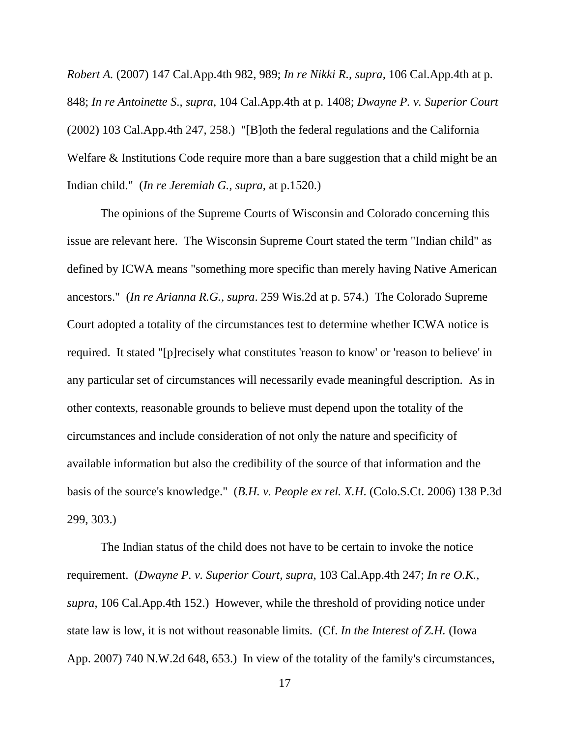*Robert A.* (2007) 147 Cal.App.4th 982, 989; *In re Nikki R., supra,* 106 Cal.App.4th at p. 848; *In re Antoinette S*., *supra*, 104 Cal.App.4th at p. 1408; *Dwayne P. v. Superior Court* (2002) 103 Cal.App.4th 247, 258.) "[B]oth the federal regulations and the California Welfare & Institutions Code require more than a bare suggestion that a child might be an Indian child." (*In re Jeremiah G., supra,* at p.1520.)

The opinions of the Supreme Courts of Wisconsin and Colorado concerning this issue are relevant here. The Wisconsin Supreme Court stated the term "Indian child" as defined by ICWA means "something more specific than merely having Native American ancestors." (*In re Arianna R.G., supra*. 259 Wis.2d at p. 574.) The Colorado Supreme Court adopted a totality of the circumstances test to determine whether ICWA notice is required. It stated "[p]recisely what constitutes 'reason to know' or 'reason to believe' in any particular set of circumstances will necessarily evade meaningful description. As in other contexts, reasonable grounds to believe must depend upon the totality of the circumstances and include consideration of not only the nature and specificity of available information but also the credibility of the source of that information and the basis of the source's knowledge." (*B.H. v. People ex rel. X.H*. (Colo.S.Ct. 2006) 138 P.3d 299, 303.)

The Indian status of the child does not have to be certain to invoke the notice requirement. (*Dwayne P. v. Superior Court*, *supra*, 103 Cal.App.4th 247; *In re O.K., supra*, 106 Cal.App.4th 152.) However, while the threshold of providing notice under state law is low, it is not without reasonable limits. (Cf. *In the Interest of Z.H.* (Iowa App. 2007) 740 N.W.2d 648, 653.) In view of the totality of the family's circumstances,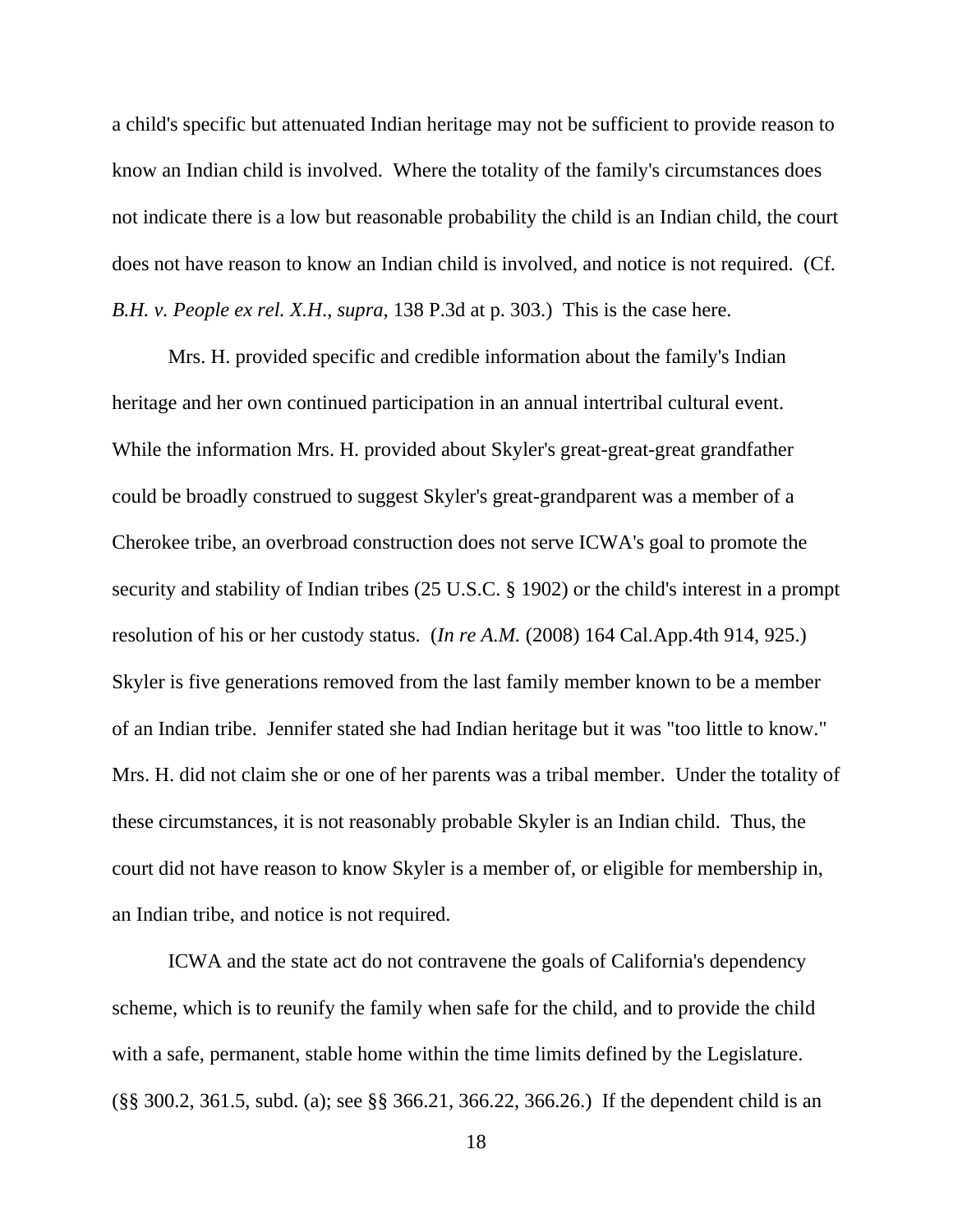a child's specific but attenuated Indian heritage may not be sufficient to provide reason to know an Indian child is involved. Where the totality of the family's circumstances does not indicate there is a low but reasonable probability the child is an Indian child, the court does not have reason to know an Indian child is involved, and notice is not required. (Cf. *B.H. v. People ex rel. X.H.*, *supra*, 138 P.3d at p. 303.) This is the case here.

Mrs. H. provided specific and credible information about the family's Indian heritage and her own continued participation in an annual intertribal cultural event. While the information Mrs. H. provided about Skyler's great-great-great grandfather could be broadly construed to suggest Skyler's great-grandparent was a member of a Cherokee tribe, an overbroad construction does not serve ICWA's goal to promote the security and stability of Indian tribes (25 U.S.C. § 1902) or the child's interest in a prompt resolution of his or her custody status. (*In re A.M.* (2008) 164 Cal.App.4th 914, 925.) Skyler is five generations removed from the last family member known to be a member of an Indian tribe. Jennifer stated she had Indian heritage but it was "too little to know." Mrs. H. did not claim she or one of her parents was a tribal member. Under the totality of these circumstances, it is not reasonably probable Skyler is an Indian child. Thus, the court did not have reason to know Skyler is a member of, or eligible for membership in, an Indian tribe, and notice is not required.

ICWA and the state act do not contravene the goals of California's dependency scheme, which is to reunify the family when safe for the child, and to provide the child with a safe, permanent, stable home within the time limits defined by the Legislature. (§§ 300.2, 361.5, subd. (a); see §§ 366.21, 366.22, 366.26.) If the dependent child is an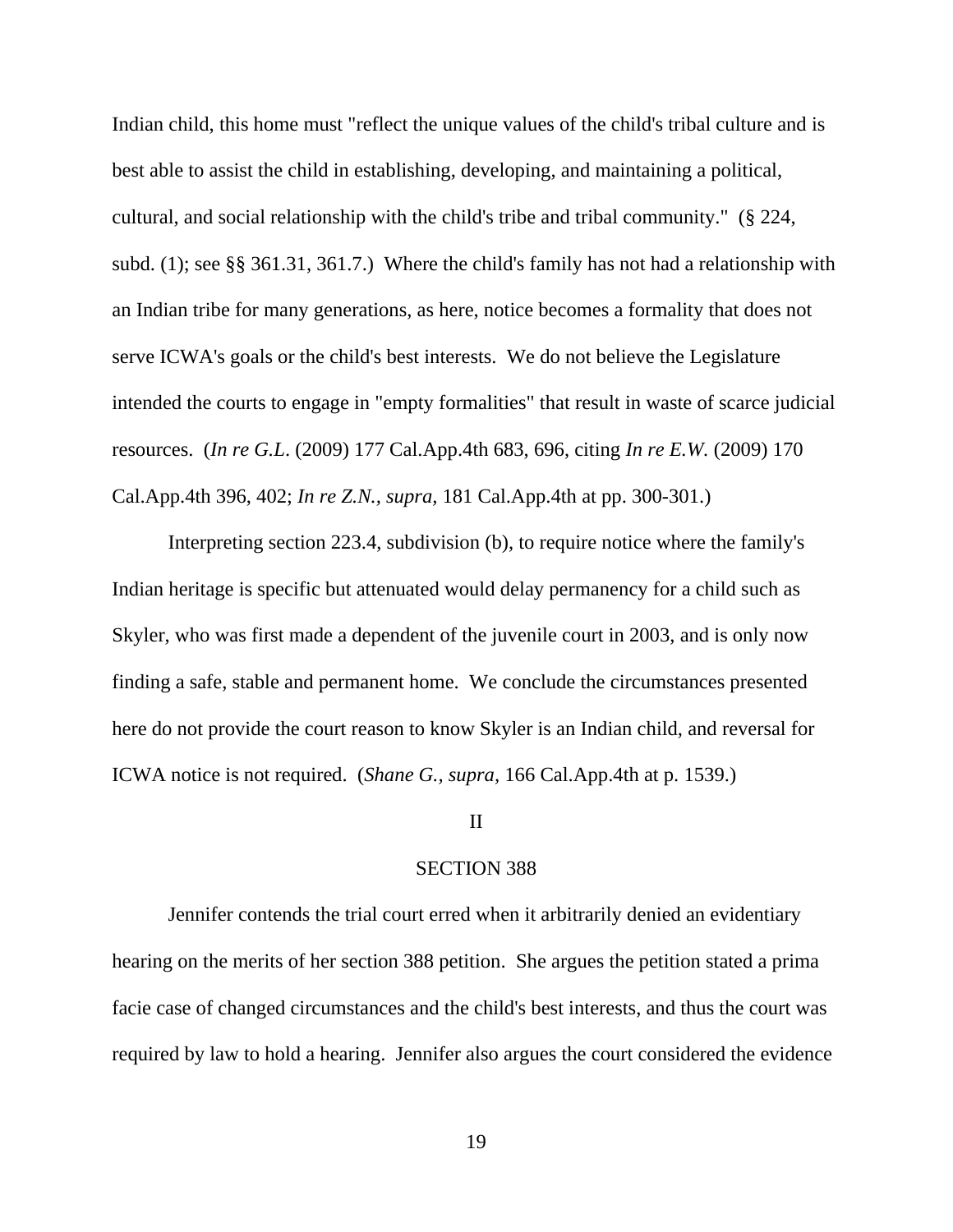Indian child, this home must "reflect the unique values of the child's tribal culture and is best able to assist the child in establishing, developing, and maintaining a political, cultural, and social relationship with the child's tribe and tribal community." (§ 224, subd. (1); see §§ 361.31, 361.7.) Where the child's family has not had a relationship with an Indian tribe for many generations, as here, notice becomes a formality that does not serve ICWA's goals or the child's best interests. We do not believe the Legislature intended the courts to engage in "empty formalities" that result in waste of scarce judicial resources. (*In re G.L.* (2009) 177 Cal.App.4th 683, 696, citing *In re E.W.* (2009) 170 Cal.App.4th 396, 402; *In re Z.N., supra,* 181 Cal.App.4th at pp. 300-301.)

Interpreting section 223.4, subdivision (b), to require notice where the family's Indian heritage is specific but attenuated would delay permanency for a child such as Skyler, who was first made a dependent of the juvenile court in 2003, and is only now finding a safe, stable and permanent home. We conclude the circumstances presented here do not provide the court reason to know Skyler is an Indian child, and reversal for ICWA notice is not required. (*Shane G., supra,* 166 Cal.App.4th at p. 1539.)

## II

## SECTION 388

Jennifer contends the trial court erred when it arbitrarily denied an evidentiary hearing on the merits of her section 388 petition. She argues the petition stated a prima facie case of changed circumstances and the child's best interests, and thus the court was required by law to hold a hearing. Jennifer also argues the court considered the evidence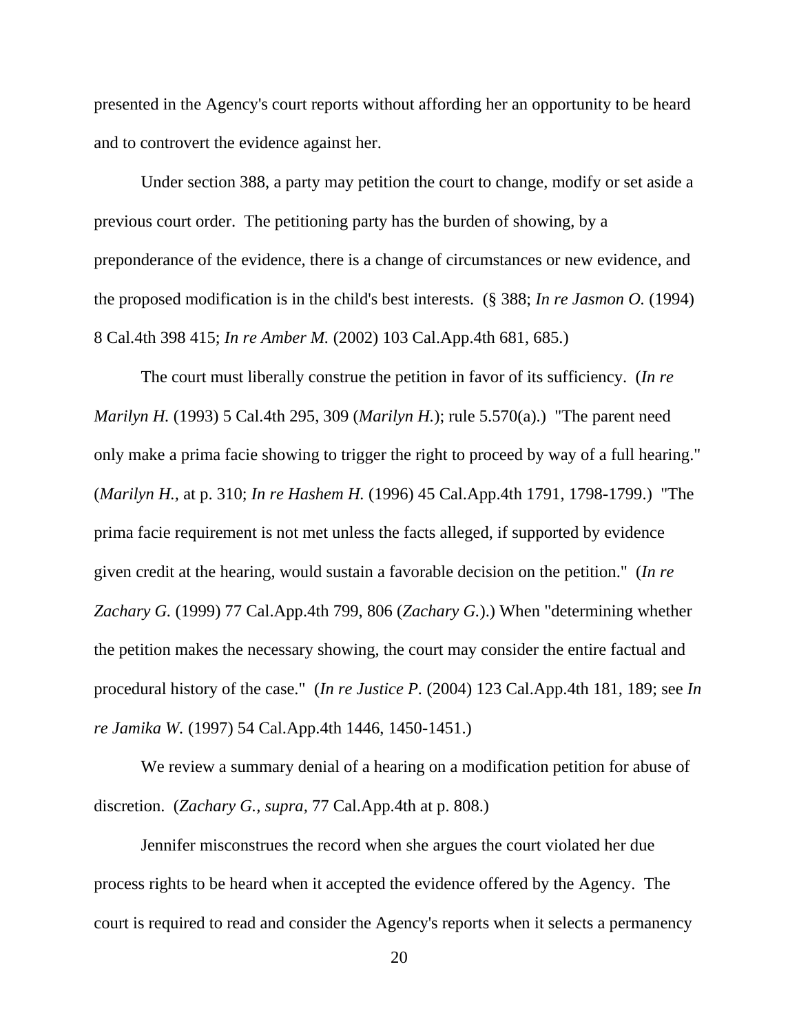presented in the Agency's court reports without affording her an opportunity to be heard and to controvert the evidence against her.

Under section 388, a party may petition the court to change, modify or set aside a previous court order. The petitioning party has the burden of showing, by a preponderance of the evidence, there is a change of circumstances or new evidence, and the proposed modification is in the child's best interests. (§ 388; *In re Jasmon O.* (1994) 8 Cal.4th 398 415; *In re Amber M.* (2002) 103 Cal.App.4th 681, 685.)

The court must liberally construe the petition in favor of its sufficiency. (*In re Marilyn H.* (1993) 5 Cal.4th 295, 309 (*Marilyn H.*); rule 5.570(a).) "The parent need only make a prima facie showing to trigger the right to proceed by way of a full hearing." (*Marilyn H.*, at p. 310; *In re Hashem H.* (1996) 45 Cal.App.4th 1791, 1798-1799.) "The prima facie requirement is not met unless the facts alleged, if supported by evidence given credit at the hearing, would sustain a favorable decision on the petition." (*In re Zachary G.* (1999) 77 Cal.App.4th 799, 806 (*Zachary G.*).) When "determining whether the petition makes the necessary showing, the court may consider the entire factual and procedural history of the case." (*In re Justice P.* (2004) 123 Cal.App.4th 181, 189; see *In re Jamika W.* (1997) 54 Cal.App.4th 1446, 1450-1451.)

We review a summary denial of a hearing on a modification petition for abuse of discretion. (*Zachary G.*, *supra*, 77 Cal.App.4th at p. 808.)

Jennifer misconstrues the record when she argues the court violated her due process rights to be heard when it accepted the evidence offered by the Agency. The court is required to read and consider the Agency's reports when it selects a permanency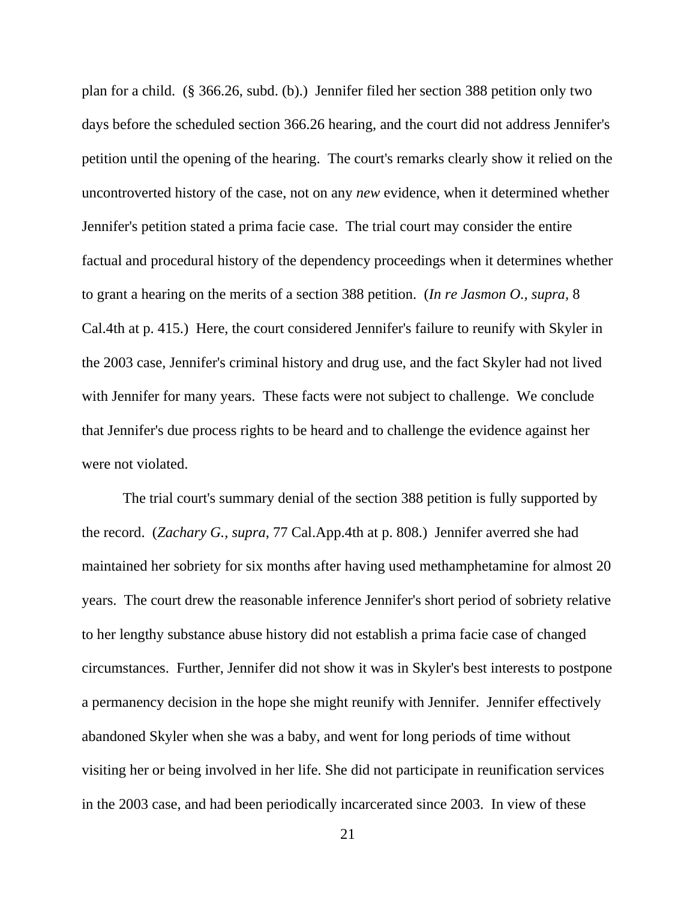plan for a child. (§ 366.26, subd. (b).) Jennifer filed her section 388 petition only two days before the scheduled section 366.26 hearing, and the court did not address Jennifer's petition until the opening of the hearing. The court's remarks clearly show it relied on the uncontroverted history of the case, not on any *new* evidence, when it determined whether Jennifer's petition stated a prima facie case. The trial court may consider the entire factual and procedural history of the dependency proceedings when it determines whether to grant a hearing on the merits of a section 388 petition. (*In re Jasmon O., supra*, 8 Cal.4th at p. 415.) Here, the court considered Jennifer's failure to reunify with Skyler in the 2003 case, Jennifer's criminal history and drug use, and the fact Skyler had not lived with Jennifer for many years. These facts were not subject to challenge. We conclude that Jennifer's due process rights to be heard and to challenge the evidence against her were not violated.

The trial court's summary denial of the section 388 petition is fully supported by the record. (*Zachary G., supra*, 77 Cal.App.4th at p. 808.) Jennifer averred she had maintained her sobriety for six months after having used methamphetamine for almost 20 years. The court drew the reasonable inference Jennifer's short period of sobriety relative to her lengthy substance abuse history did not establish a prima facie case of changed circumstances. Further, Jennifer did not show it was in Skyler's best interests to postpone a permanency decision in the hope she might reunify with Jennifer. Jennifer effectively abandoned Skyler when she was a baby, and went for long periods of time without visiting her or being involved in her life. She did not participate in reunification services in the 2003 case, and had been periodically incarcerated since 2003. In view of these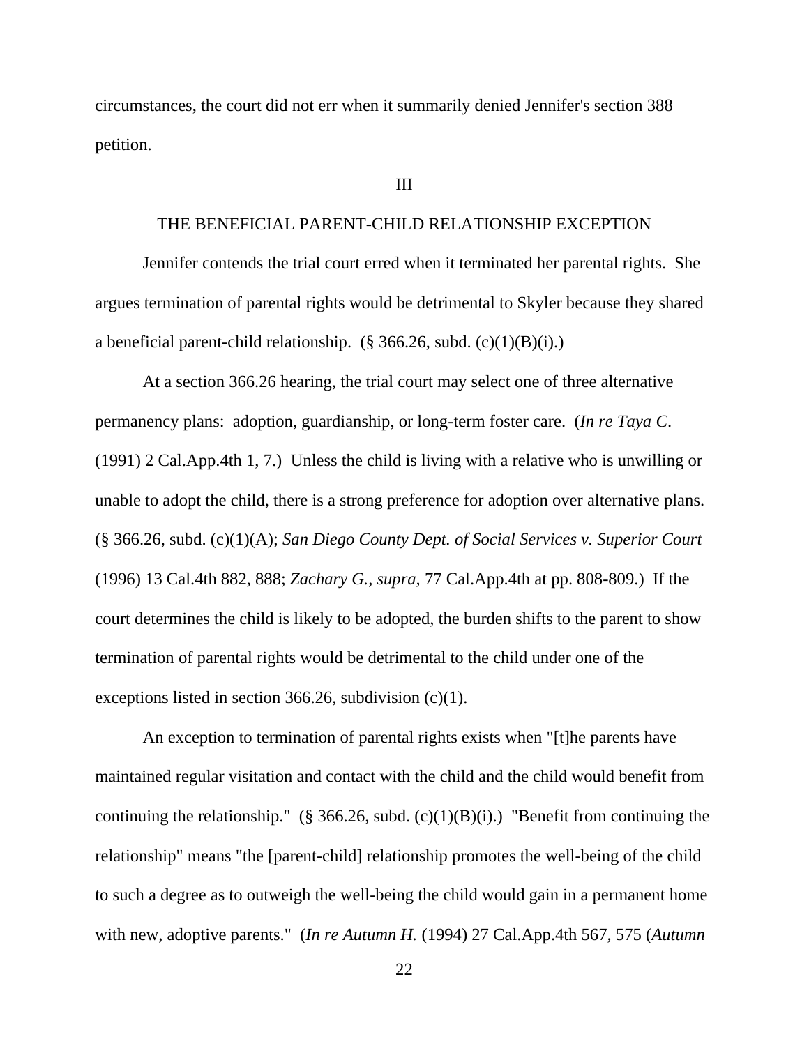circumstances, the court did not err when it summarily denied Jennifer's section 388 petition.

III

THE BENEFICIAL PARENT-CHILD RELATIONSHIP EXCEPTION

Jennifer contends the trial court erred when it terminated her parental rights. She argues termination of parental rights would be detrimental to Skyler because they shared a beneficial parent-child relationship. (§ 366.26, subd. (c)(1)(B)(i).)

At a section 366.26 hearing, the trial court may select one of three alternative permanency plans: adoption, guardianship, or long-term foster care. (*In re Taya C.* (1991) 2 Cal.App.4th 1, 7.) Unless the child is living with a relative who is unwilling or unable to adopt the child, there is a strong preference for adoption over alternative plans. (§ 366.26, subd. (c)(1)(A); *San Diego County Dept. of Social Services v. Superior Court* (1996) 13 Cal.4th 882, 888; *Zachary G.*, *supra*, 77 Cal.App.4th at pp. 808-809.) If the court determines the child is likely to be adopted, the burden shifts to the parent to show termination of parental rights would be detrimental to the child under one of the exceptions listed in section 366.26, subdivision (c)(1).

An exception to termination of parental rights exists when "[t]he parents have maintained regular visitation and contact with the child and the child would benefit from continuing the relationship." (§ 366.26, subd. (c)(1)(B)(i).) "Benefit from continuing the relationship" means "the [parent-child] relationship promotes the well-being of the child to such a degree as to outweigh the well-being the child would gain in a permanent home with new, adoptive parents." (*In re Autumn H.* (1994) 27 Cal.App.4th 567, 575 (*Autumn*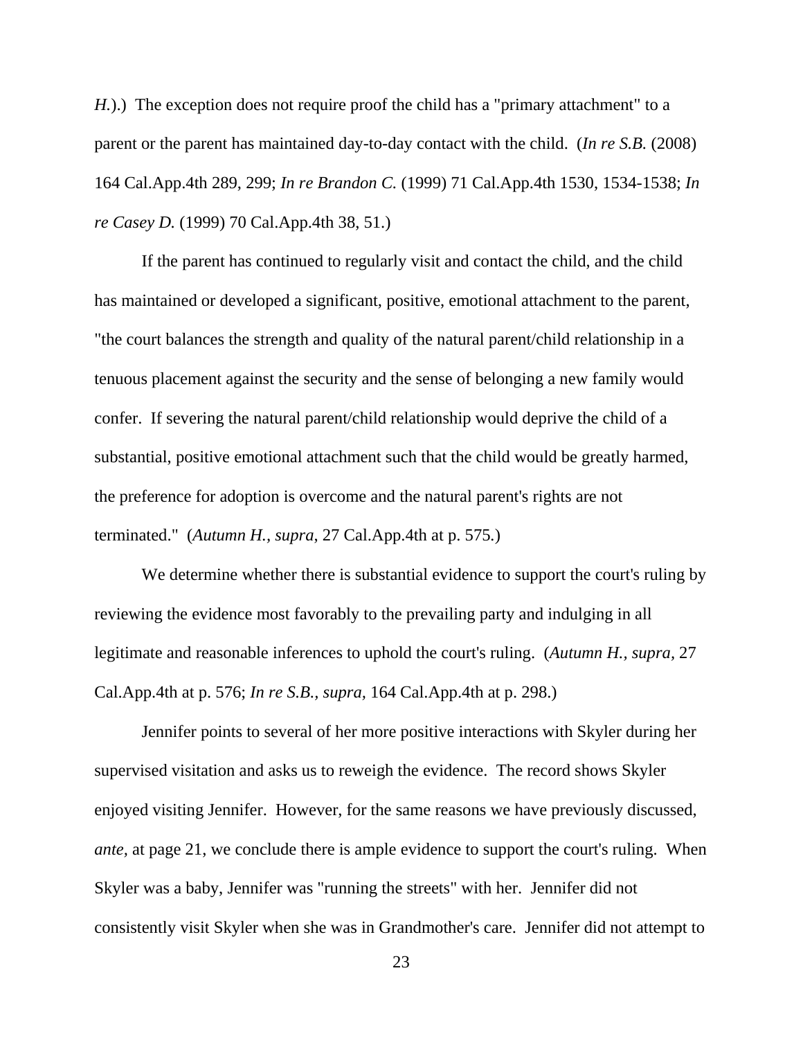*H.*).)  The exception does not require proof the child has a "primary attachment" to a parent or the parent has maintained day-to-day contact with the child.  (*In re S.B.* (2008) 164 Cal.App.4th 289, 299; *In re Brandon C.* (1999) 71 Cal.App.4th 1530, 1534-1538; *In re Casey D.* (1999) 70 Cal.App.4th 38, 51.)

If the parent has continued to regularly visit and contact the child, and the child has maintained or developed a significant, positive, emotional attachment to the parent, "the court balances the strength and quality of the natural parent/child relationship in a tenuous placement against the security and the sense of belonging a new family would confer.  If severing the natural parent/child relationship would deprive the child of a substantial, positive emotional attachment such that the child would be greatly harmed, the preference for adoption is overcome and the natural parent's rights are not terminated."  (*Autumn H., supra,* 27 Cal.App.4th at p. 575.)

We determine whether there is substantial evidence to support the court's ruling by reviewing the evidence most favorably to the prevailing party and indulging in all legitimate and reasonable inferences to uphold the court's ruling.  (*Autumn H., supra,* 27 Cal.App.4th at p. 576; *In re S.B., supra,* 164 Cal.App.4th at p. 298.)

Jennifer points to several of her more positive interactions with Skyler during her supervised visitation and asks us to reweigh the evidence.  The record shows Skyler enjoyed visiting Jennifer.  However, for the same reasons we have previously discussed, *ante,* at page 21, we conclude there is ample evidence to support the court's ruling.  When Skyler was a baby, Jennifer was "running the streets" with her.  Jennifer did not consistently visit Skyler when she was in Grandmother's care.  Jennifer did not attempt to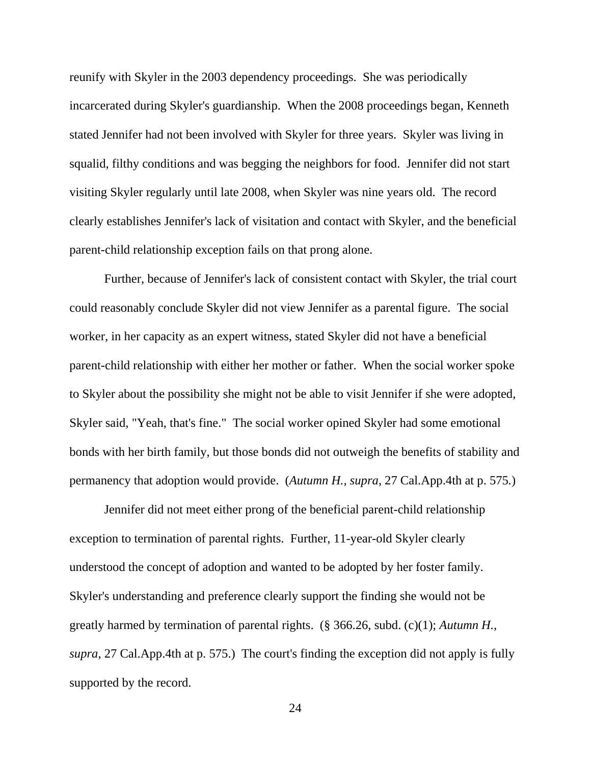reunify with Skyler in the 2003 dependency proceedings. She was periodically incarcerated during Skyler's guardianship. When the 2008 proceedings began, Kenneth stated Jennifer had not been involved with Skyler for three years. Skyler was living in squalid, filthy conditions and was begging the neighbors for food. Jennifer did not start visiting Skyler regularly until late 2008, when Skyler was nine years old. The record clearly establishes Jennifer's lack of visitation and contact with Skyler, and the beneficial parent-child relationship exception fails on that prong alone.

Further, because of Jennifer's lack of consistent contact with Skyler, the trial court could reasonably conclude Skyler did not view Jennifer as a parental figure. The social worker, in her capacity as an expert witness, stated Skyler did not have a beneficial parent-child relationship with either her mother or father. When the social worker spoke to Skyler about the possibility she might not be able to visit Jennifer if she were adopted, Skyler said, "Yeah, that's fine." The social worker opined Skyler had some emotional bonds with her birth family, but those bonds did not outweigh the benefits of stability and permanency that adoption would provide. (*Autumn H., supra*, 27 Cal.App.4th at p. 575.)

Jennifer did not meet either prong of the beneficial parent-child relationship exception to termination of parental rights. Further, 11-year-old Skyler clearly understood the concept of adoption and wanted to be adopted by her foster family. Skyler's understanding and preference clearly support the finding she would not be greatly harmed by termination of parental rights. (§ 366.26, subd. (c)(1); *Autumn H., supra*, 27 Cal.App.4th at p. 575.) The court's finding the exception did not apply is fully supported by the record.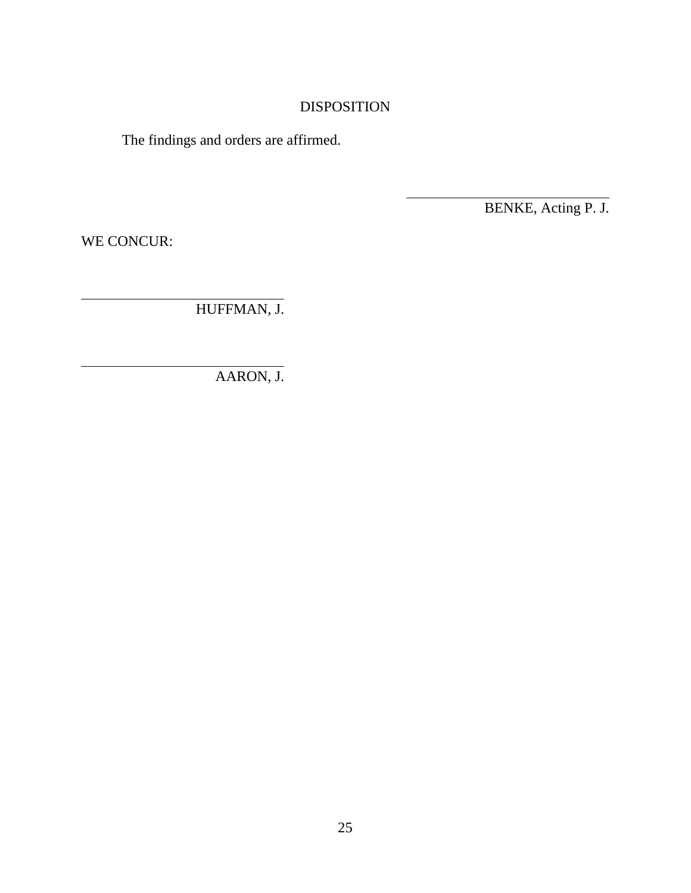## DISPOSITION

The findings and orders are affirmed.

BENKE, Acting P. J.

WE CONCUR:

HUFFMAN, J.

AARON, J.